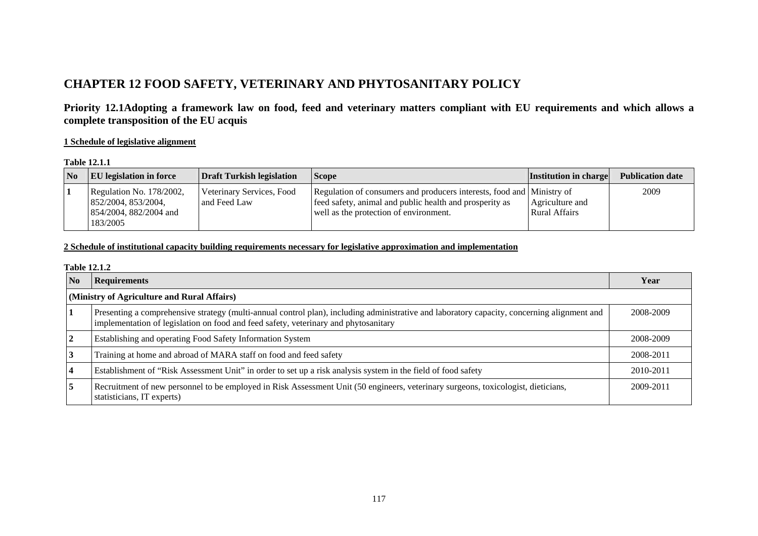# CHAPTER 12 FOOD SAFETY, VETERINARY AND PHYTOSANITARY POLICY

## Priority 12.1Adopting a framework law on food, feed and veterinary matters compliant with EU requirements and which allows a complete transposition of the EU acquis

### 1 Schedule of legislative alignment

**Table 12.1.1**

| No | EU legislation in force | Draft Turkish legislation | Scope | Institution in charge | Publication date |
|---|---|---|---|---|---|
| 1 | Regulation No. 178/2002, 852/2004, 853/2004, 854/2004, 882/2004 and 183/2005 | Veterinary Services, Food and Feed Law | Regulation of consumers and producers interests, food and feed safety, animal and public health and prosperity as well as the protection of environment. | Ministry of Agriculture and Rural Affairs | 2009 |

### 2 Schedule of institutional capacity building requirements necessary for legislative approximation and implementation

**Table 12.1.2**

| No | Requirements | Year |
|---|---|---|
| **(Ministry of Agriculture and Rural Affairs)** | | |
| 1 | Presenting a comprehensive strategy (multi-annual control plan), including administrative and laboratory capacity, concerning alignment and implementation of legislation on food and feed safety, veterinary and phytosanitary | 2008-2009 |
| 2 | Establishing and operating Food Safety Information System | 2008-2009 |
| 3 | Training at home and abroad of MARA staff on food and feed safety | 2008-2011 |
| 4 | Establishment of "Risk Assessment Unit" in order to set up a risk analysis system in the field of food safety | 2010-2011 |
| 5 | Recruitment of new personnel to be employed in Risk Assessment Unit (50 engineers, veterinary surgeons, toxicologist, dieticians, statisticians, IT experts) | 2009-2011 |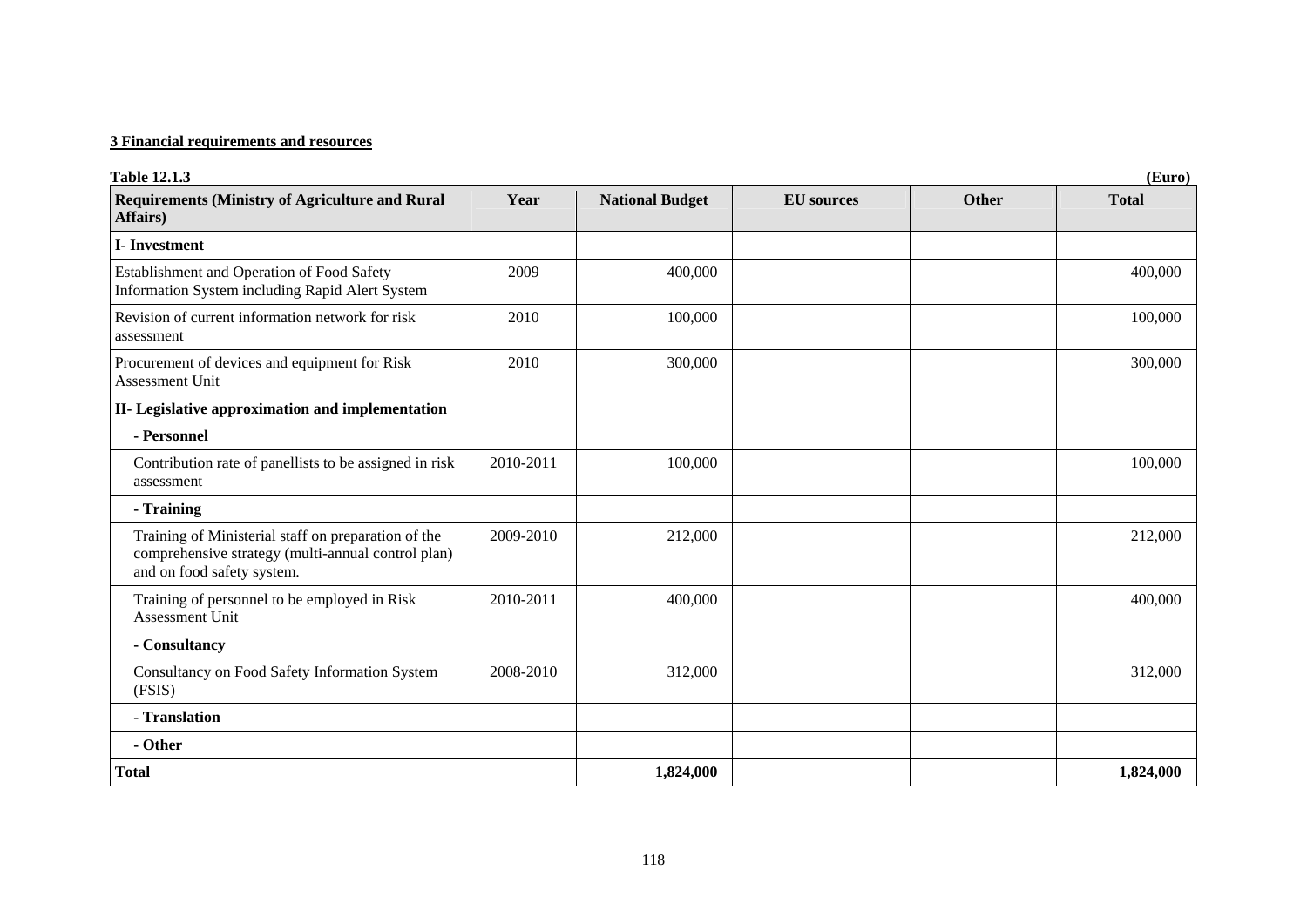**3 Financial requirements and resources**

**Table 12.1.3** **(Euro)**

| Requirements (Ministry of Agriculture and Rural Affairs) | Year | National Budget | EU sources | Other | Total |
|---|---|---|---|---|---|
| **I- Investment** | | | | | |
| Establishment and Operation of Food Safety Information System including Rapid Alert System | 2009 | 400,000 | | | 400,000 |
| Revision of current information network for risk assessment | 2010 | 100,000 | | | 100,000 |
| Procurement of devices and equipment for Risk Assessment Unit | 2010 | 300,000 | | | 300,000 |
| **II- Legislative approximation and implementation** | | | | | |
| **- Personnel** | | | | | |
| Contribution rate of panellists to be assigned in risk assessment | 2010-2011 | 100,000 | | | 100,000 |
| **- Training** | | | | | |
| Training of Ministerial staff on preparation of the comprehensive strategy (multi-annual control plan) and on food safety system. | 2009-2010 | 212,000 | | | 212,000 |
| Training of personnel to be employed in Risk Assessment Unit | 2010-2011 | 400,000 | | | 400,000 |
| **- Consultancy** | | | | | |
| Consultancy on Food Safety Information System (FSIS) | 2008-2010 | 312,000 | | | 312,000 |
| **- Translation** | | | | | |
| **- Other** | | | | | |
| **Total** | | **1,824,000** | | | **1,824,000** |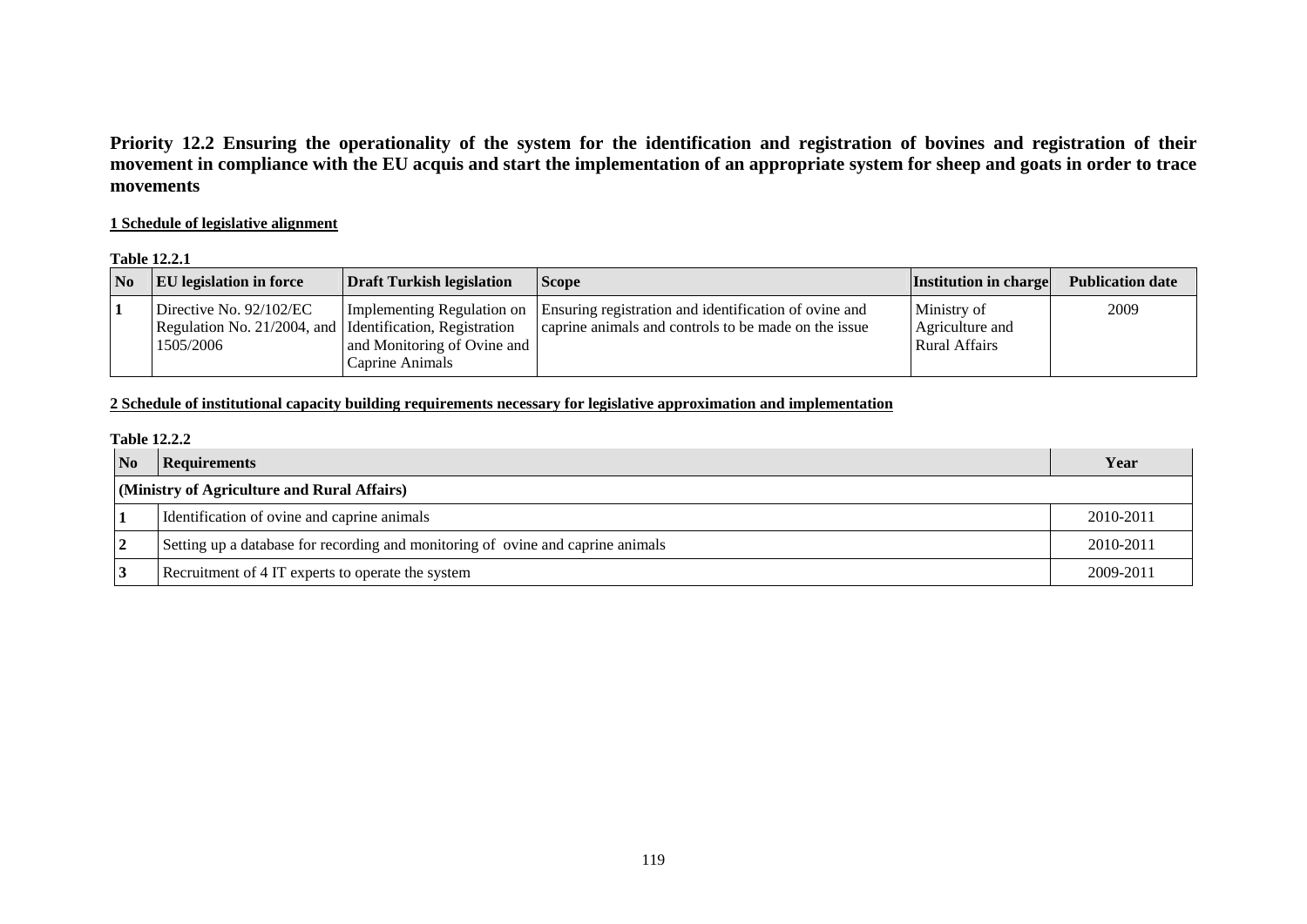**Priority 12.2 Ensuring the operationality of the system for the identification and registration of bovines and registration of their movement in compliance with the EU acquis and start the implementation of an appropriate system for sheep and goats in order to trace movements**

**1 Schedule of legislative alignment**

**Table 12.2.1**

| No | EU legislation in force | Draft Turkish legislation | Scope | Institution in charge | Publication date |
|---|---|---|---|---|---|
| 1 | Directive No. 92/102/EC Regulation No. 21/2004, and 1505/2006 | Implementing Regulation on Identification, Registration and Monitoring of Ovine and Caprine Animals | Ensuring registration and identification of ovine and caprine animals and controls to be made on the issue | Ministry of Agriculture and Rural Affairs | 2009 |

**2 Schedule of institutional capacity building requirements necessary for legislative approximation and implementation**

**Table 12.2.2**

| No | Requirements | Year |
|---|---|---|
| **(Ministry of Agriculture and Rural Affairs)** | | |
| 1 | Identification of ovine and caprine animals | 2010-2011 |
| 2 | Setting up a database for recording and monitoring of ovine and caprine animals | 2010-2011 |
| 3 | Recruitment of 4 IT experts to operate the system | 2009-2011 |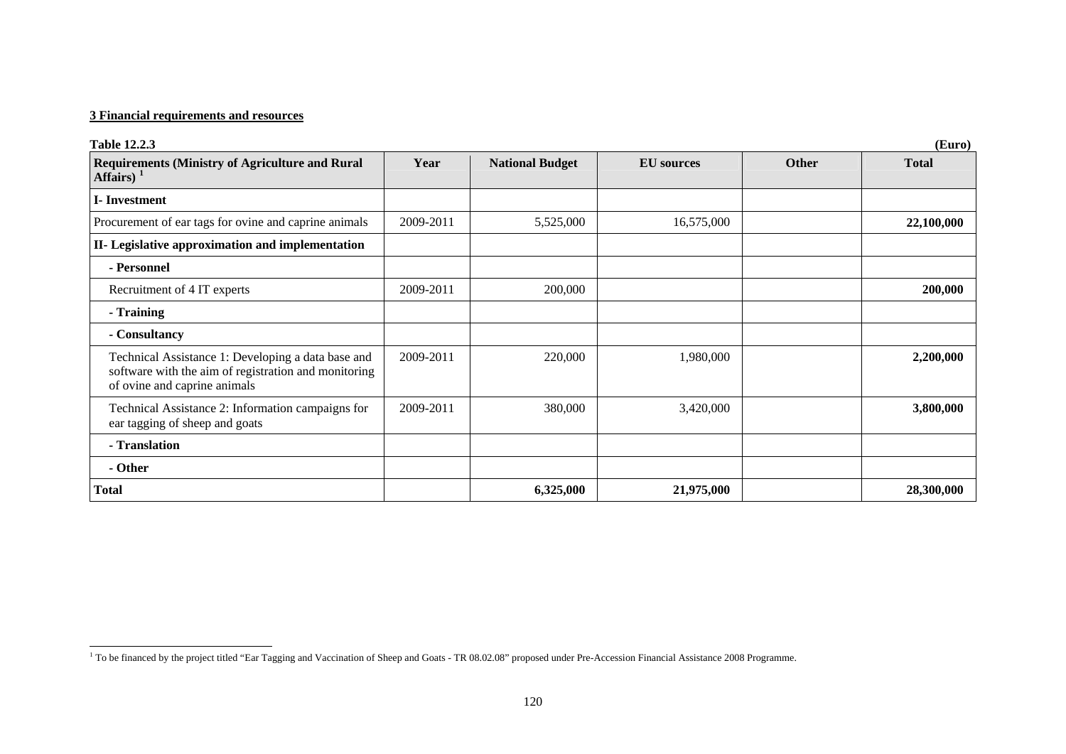**3 Financial requirements and resources**

**Table 12.2.3** **(Euro)**

| Requirements (Ministry of Agriculture and Rural Affairs) [1] | Year | National Budget | EU sources | Other | Total |
|---|---|---|---|---|---|
| **I- Investment** | | | | | |
| Procurement of ear tags for ovine and caprine animals | 2009-2011 | 5,525,000 | 16,575,000 | | **22,100,000** |
| **II- Legislative approximation and implementation** | | | | | |
| **- Personnel** | | | | | |
| Recruitment of 4 IT experts | 2009-2011 | 200,000 | | | **200,000** |
| **- Training** | | | | | |
| **- Consultancy** | | | | | |
| Technical Assistance 1: Developing a data base and software with the aim of registration and monitoring of ovine and caprine animals | 2009-2011 | 220,000 | 1,980,000 | | **2,200,000** |
| Technical Assistance 2: Information campaigns for ear tagging of sheep and goats | 2009-2011 | 380,000 | 3,420,000 | | **3,800,000** |
| **- Translation** | | | | | |
| **- Other** | | | | | |
| **Total** | | **6,325,000** | **21,975,000** | | **28,300,000** |

[1] To be financed by the project titled "Ear Tagging and Vaccination of Sheep and Goats - TR 08.02.08" proposed under Pre-Accession Financial Assistance 2008 Programme.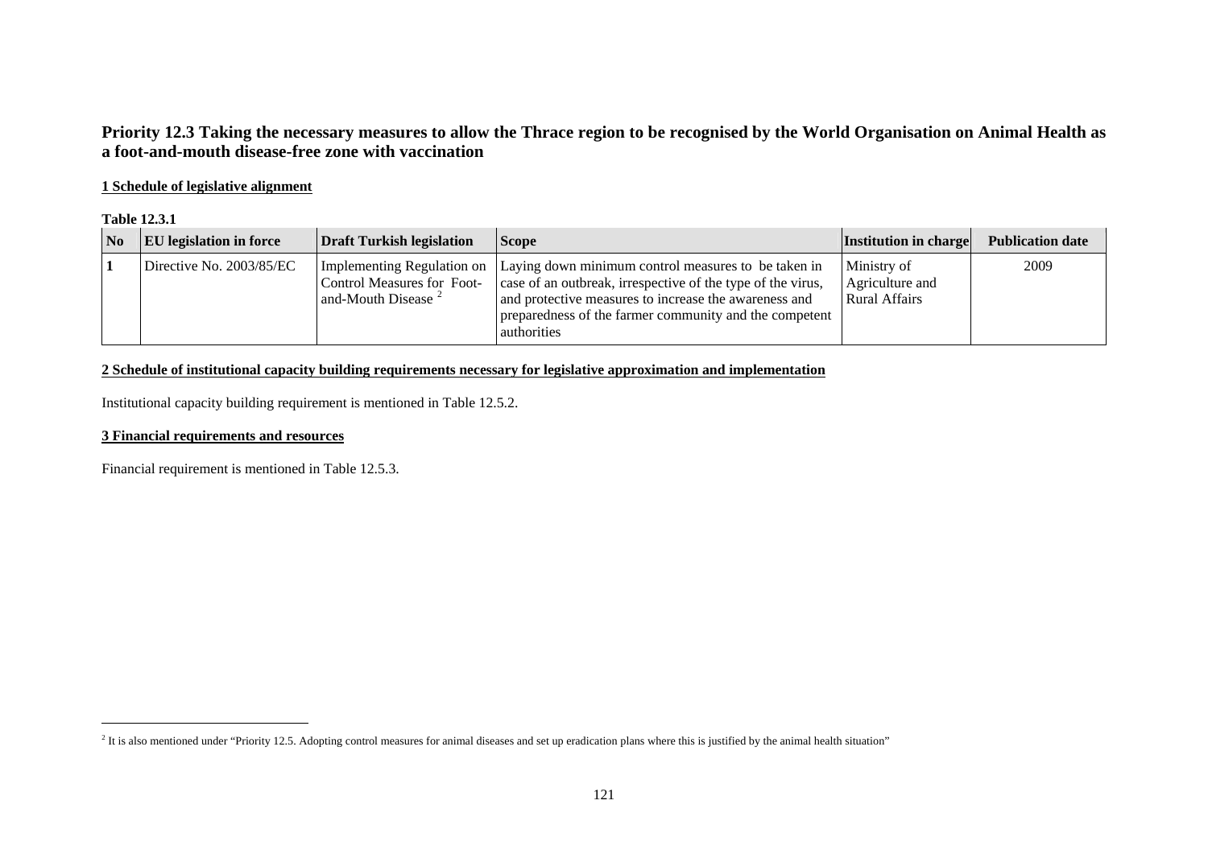## Priority 12.3 Taking the necessary measures to allow the Thrace region to be recognised by the World Organisation on Animal Health as a foot-and-mouth disease-free zone with vaccination

**1 Schedule of legislative alignment**

**Table 12.3.1**

| No | EU legislation in force | Draft Turkish legislation | Scope | Institution in charge | Publication date |
|---|---|---|---|---|---|
| **1** | Directive No. 2003/85/EC | Implementing Regulation on Control Measures for Foot-and-Mouth Disease [2] | Laying down minimum control measures to be taken in case of an outbreak, irrespective of the type of the virus, and protective measures to increase the awareness and preparedness of the farmer community and the competent authorities | Ministry of Agriculture and Rural Affairs | 2009 |

**2 Schedule of institutional capacity building requirements necessary for legislative approximation and implementation**

Institutional capacity building requirement is mentioned in Table 12.5.2.

**3 Financial requirements and resources**

Financial requirement is mentioned in Table 12.5.3.

[2] It is also mentioned under "Priority 12.5. Adopting control measures for animal diseases and set up eradication plans where this is justified by the animal health situation"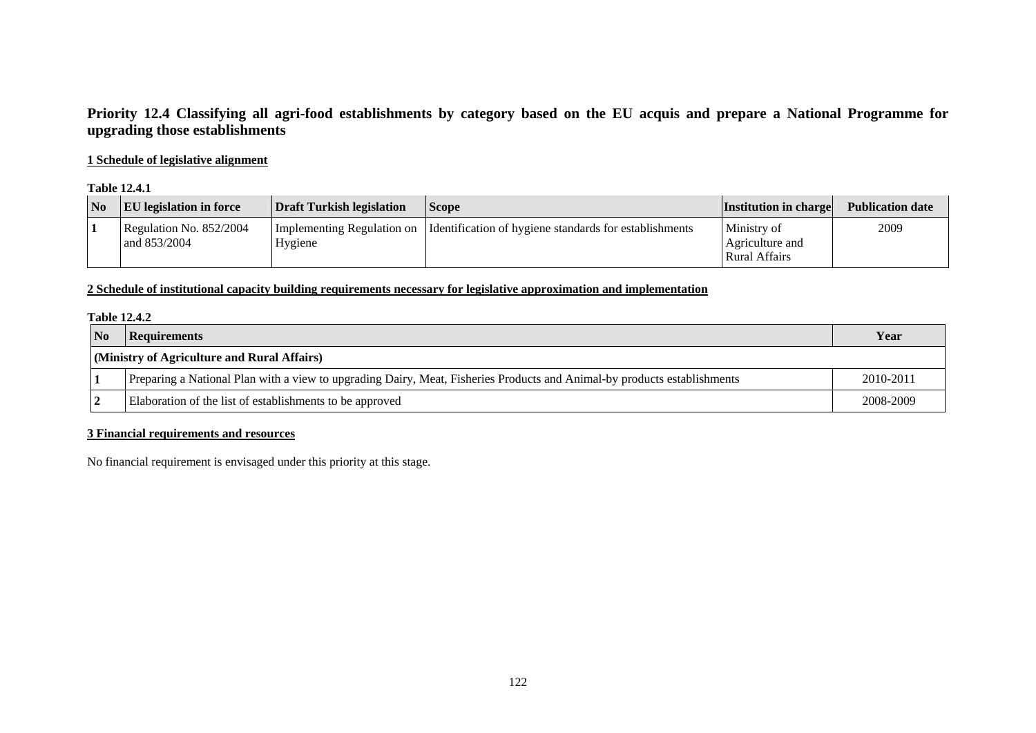## Priority 12.4 Classifying all agri-food establishments by category based on the EU acquis and prepare a National Programme for upgrading those establishments

**1 Schedule of legislative alignment**

**Table 12.4.1**

| No | EU legislation in force | Draft Turkish legislation | Scope | Institution in charge | Publication date |
|---|---|---|---|---|---|
| 1 | Regulation No. 852/2004 and 853/2004 | Implementing Regulation on Hygiene | Identification of hygiene standards for establishments | Ministry of Agriculture and Rural Affairs | 2009 |

**2 Schedule of institutional capacity building requirements necessary for legislative approximation and implementation**

**Table 12.4.2**

| No | Requirements | Year |
|---|---|---|
| **(Ministry of Agriculture and Rural Affairs)** | | |
| 1 | Preparing a National Plan with a view to upgrading Dairy, Meat, Fisheries Products and Animal-by products establishments | 2010-2011 |
| 2 | Elaboration of the list of establishments to be approved | 2008-2009 |

**3 Financial requirements and resources**

No financial requirement is envisaged under this priority at this stage.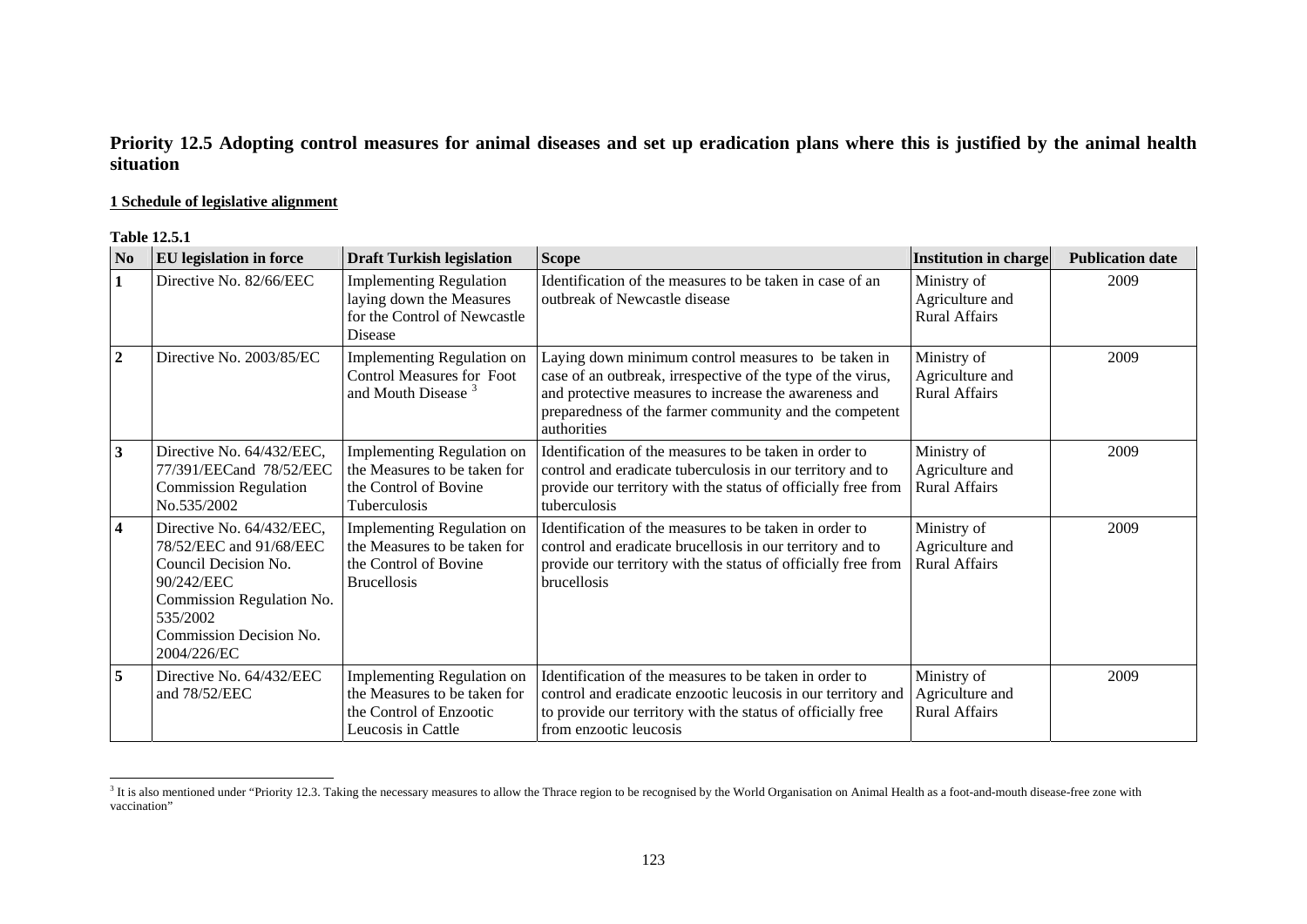## Priority 12.5 Adopting control measures for animal diseases and set up eradication plans where this is justified by the animal health situation

**1 Schedule of legislative alignment**

**Table 12.5.1**

| No | EU legislation in force | Draft Turkish legislation | Scope | Institution in charge | Publication date |
|---|---|---|---|---|---|
| 1 | Directive No. 82/66/EEC | Implementing Regulation laying down the Measures for the Control of Newcastle Disease | Identification of the measures to be taken in case of an outbreak of Newcastle disease | Ministry of Agriculture and Rural Affairs | 2009 |
| 2 | Directive No. 2003/85/EC | Implementing Regulation on Control Measures for Foot and Mouth Disease [3] | Laying down minimum control measures to be taken in case of an outbreak, irrespective of the type of the virus, and protective measures to increase the awareness and preparedness of the farmer community and the competent authorities | Ministry of Agriculture and Rural Affairs | 2009 |
| 3 | Directive No. 64/432/EEC, 77/391/EECand 78/52/EEC Commission Regulation No.535/2002 | Implementing Regulation on the Measures to be taken for the Control of Bovine Tuberculosis | Identification of the measures to be taken in order to control and eradicate tuberculosis in our territory and to provide our territory with the status of officially free from tuberculosis | Ministry of Agriculture and Rural Affairs | 2009 |
| 4 | Directive No. 64/432/EEC, 78/52/EEC and 91/68/EEC Council Decision No. 90/242/EEC Commission Regulation No. 535/2002 Commission Decision No. 2004/226/EC | Implementing Regulation on the Measures to be taken for the Control of Bovine Brucellosis | Identification of the measures to be taken in order to control and eradicate brucellosis in our territory and to provide our territory with the status of officially free from brucellosis | Ministry of Agriculture and Rural Affairs | 2009 |
| 5 | Directive No. 64/432/EEC and 78/52/EEC | Implementing Regulation on the Measures to be taken for the Control of Enzootic Leucosis in Cattle | Identification of the measures to be taken in order to control and eradicate enzootic leucosis in our territory and to provide our territory with the status of officially free from enzootic leucosis | Ministry of Agriculture and Rural Affairs | 2009 |

[3] It is also mentioned under "Priority 12.3. Taking the necessary measures to allow the Thrace region to be recognised by the World Organisation on Animal Health as a foot-and-mouth disease-free zone with vaccination"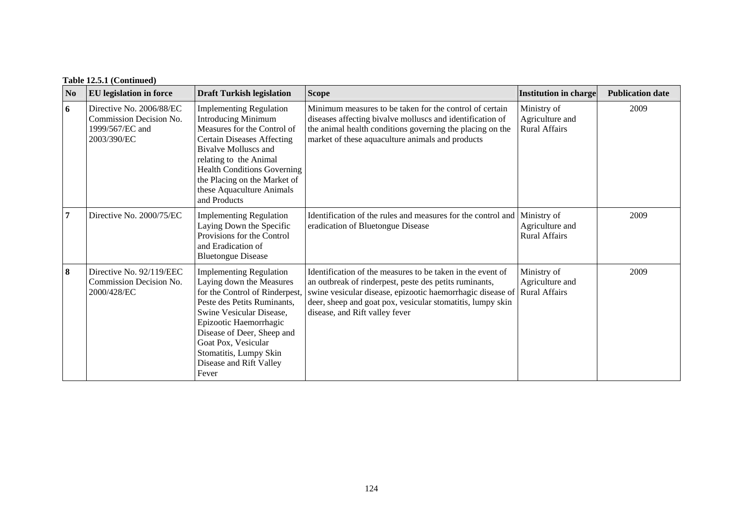**Table 12.5.1 (Continued)**

| No | EU legislation in force | Draft Turkish legislation | Scope | Institution in charge | Publication date |
|---|---|---|---|---|---|
| 6 | Directive No. 2006/88/EC Commission Decision No. 1999/567/EC and 2003/390/EC | Implementing Regulation Introducing Minimum Measures for the Control of Certain Diseases Affecting Bivalve Molluscs and relating to the Animal Health Conditions Governing the Placing on the Market of these Aquaculture Animals and Products | Minimum measures to be taken for the control of certain diseases affecting bivalve molluscs and identification of the animal health conditions governing the placing on the market of these aquaculture animals and products | Ministry of Agriculture and Rural Affairs | 2009 |
| 7 | Directive No. 2000/75/EC | Implementing Regulation Laying Down the Specific Provisions for the Control and Eradication of Bluetongue Disease | Identification of the rules and measures for the control and eradication of Bluetongue Disease | Ministry of Agriculture and Rural Affairs | 2009 |
| 8 | Directive No. 92/119/EEC Commission Decision No. 2000/428/EC | Implementing Regulation Laying down the Measures for the Control of Rinderpest, Peste des Petits Ruminants, Swine Vesicular Disease, Epizootic Haemorrhagic Disease of Deer, Sheep and Goat Pox, Vesicular Stomatitis, Lumpy Skin Disease and Rift Valley Fever | Identification of the measures to be taken in the event of an outbreak of rinderpest, peste des petits ruminants, swine vesicular disease, epizootic haemorrhagic disease of deer, sheep and goat pox, vesicular stomatitis, lumpy skin disease, and Rift valley fever | Ministry of Agriculture and Rural Affairs | 2009 |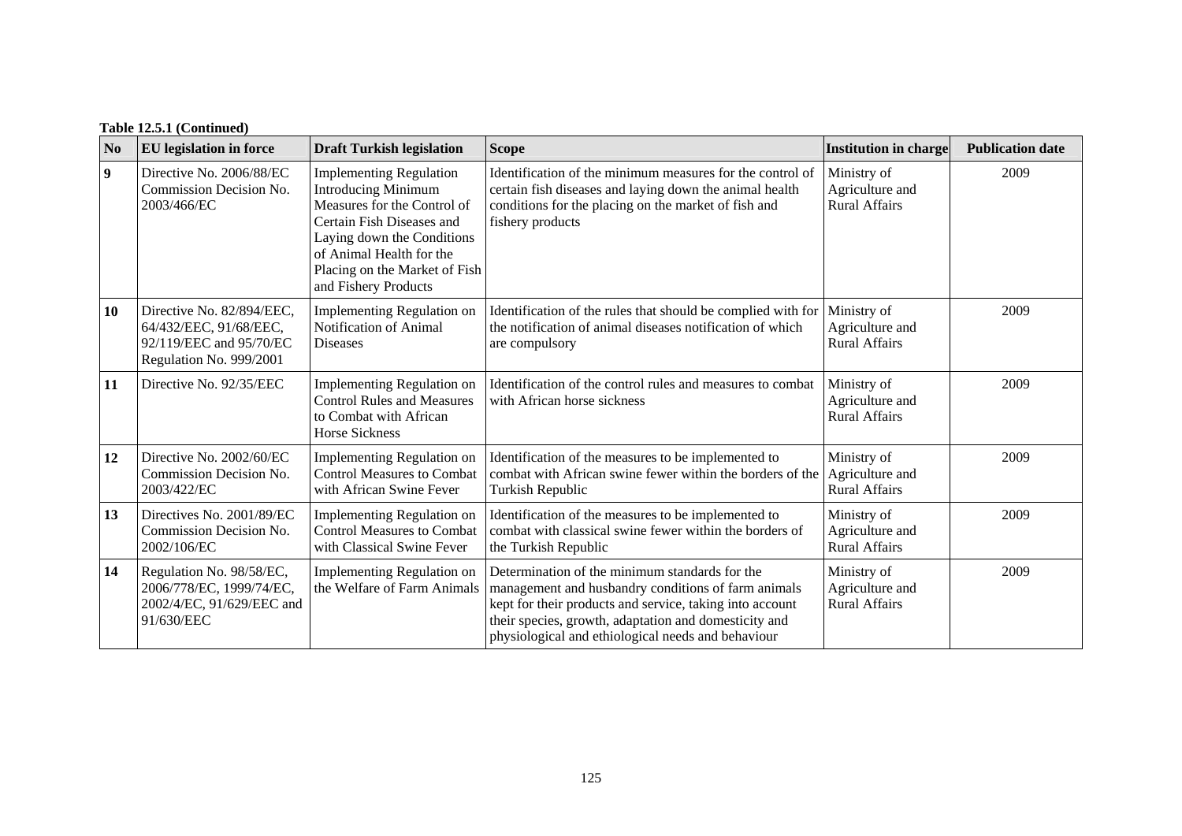**Table 12.5.1 (Continued)**

| No | EU legislation in force | Draft Turkish legislation | Scope | Institution in charge | Publication date |
|---|---|---|---|---|---|
| 9 | Directive No. 2006/88/EC Commission Decision No. 2003/466/EC | Implementing Regulation Introducing Minimum Measures for the Control of Certain Fish Diseases and Laying down the Conditions of Animal Health for the Placing on the Market of Fish and Fishery Products | Identification of the minimum measures for the control of certain fish diseases and laying down the animal health conditions for the placing on the market of fish and fishery products | Ministry of Agriculture and Rural Affairs | 2009 |
| 10 | Directive No. 82/894/EEC, 64/432/EEC, 91/68/EEC, 92/119/EEC and 95/70/EC Regulation No. 999/2001 | Implementing Regulation on Notification of Animal Diseases | Identification of the rules that should be complied with for the notification of animal diseases notification of which are compulsory | Ministry of Agriculture and Rural Affairs | 2009 |
| 11 | Directive No. 92/35/EEC | Implementing Regulation on Control Rules and Measures to Combat with African Horse Sickness | Identification of the control rules and measures to combat with African horse sickness | Ministry of Agriculture and Rural Affairs | 2009 |
| 12 | Directive No. 2002/60/EC Commission Decision No. 2003/422/EC | Implementing Regulation on Control Measures to Combat with African Swine Fever | Identification of the measures to be implemented to combat with African swine fewer within the borders of the Turkish Republic | Ministry of Agriculture and Rural Affairs | 2009 |
| 13 | Directives No. 2001/89/EC Commission Decision No. 2002/106/EC | Implementing Regulation on Control Measures to Combat with Classical Swine Fever | Identification of the measures to be implemented to combat with classical swine fewer within the borders of the Turkish Republic | Ministry of Agriculture and Rural Affairs | 2009 |
| 14 | Regulation No. 98/58/EC, 2006/778/EC, 1999/74/EC, 2002/4/EC, 91/629/EEC and 91/630/EEC | Implementing Regulation on the Welfare of Farm Animals | Determination of the minimum standards for the management and husbandry conditions of farm animals kept for their products and service, taking into account their species, growth, adaptation and domesticity and physiological and ethiological needs and behaviour | Ministry of Agriculture and Rural Affairs | 2009 |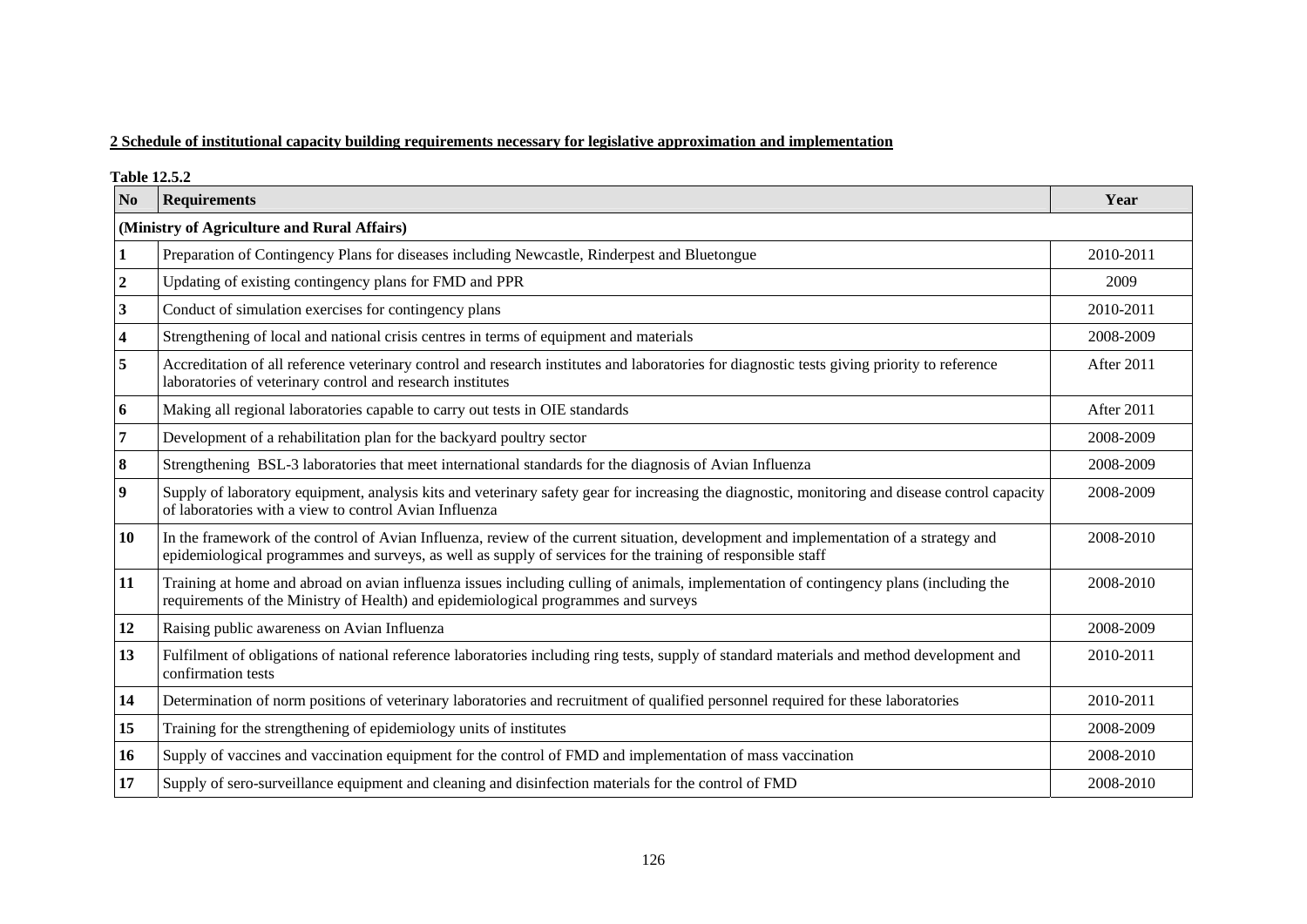**2 Schedule of institutional capacity building requirements necessary for legislative approximation and implementation**

**Table 12.5.2**

| No | Requirements | Year |
|---|---|---|
| **(Ministry of Agriculture and Rural Affairs)** | | |
| **1** | Preparation of Contingency Plans for diseases including Newcastle, Rinderpest and Bluetongue | 2010-2011 |
| **2** | Updating of existing contingency plans for FMD and PPR | 2009 |
| **3** | Conduct of simulation exercises for contingency plans | 2010-2011 |
| **4** | Strengthening of local and national crisis centres in terms of equipment and materials | 2008-2009 |
| **5** | Accreditation of all reference veterinary control and research institutes and laboratories for diagnostic tests giving priority to reference laboratories of veterinary control and research institutes | After 2011 |
| **6** | Making all regional laboratories capable to carry out tests in OIE standards | After 2011 |
| **7** | Development of a rehabilitation plan for the backyard poultry sector | 2008-2009 |
| **8** | Strengthening BSL-3 laboratories that meet international standards for the diagnosis of Avian Influenza | 2008-2009 |
| **9** | Supply of laboratory equipment, analysis kits and veterinary safety gear for increasing the diagnostic, monitoring and disease control capacity of laboratories with a view to control Avian Influenza | 2008-2009 |
| **10** | In the framework of the control of Avian Influenza, review of the current situation, development and implementation of a strategy and epidemiological programmes and surveys, as well as supply of services for the training of responsible staff | 2008-2010 |
| **11** | Training at home and abroad on avian influenza issues including culling of animals, implementation of contingency plans (including the requirements of the Ministry of Health) and epidemiological programmes and surveys | 2008-2010 |
| **12** | Raising public awareness on Avian Influenza | 2008-2009 |
| **13** | Fulfilment of obligations of national reference laboratories including ring tests, supply of standard materials and method development and confirmation tests | 2010-2011 |
| **14** | Determination of norm positions of veterinary laboratories and recruitment of qualified personnel required for these laboratories | 2010-2011 |
| **15** | Training for the strengthening of epidemiology units of institutes | 2008-2009 |
| **16** | Supply of vaccines and vaccination equipment for the control of FMD and implementation of mass vaccination | 2008-2010 |
| **17** | Supply of sero-surveillance equipment and cleaning and disinfection materials for the control of FMD | 2008-2010 |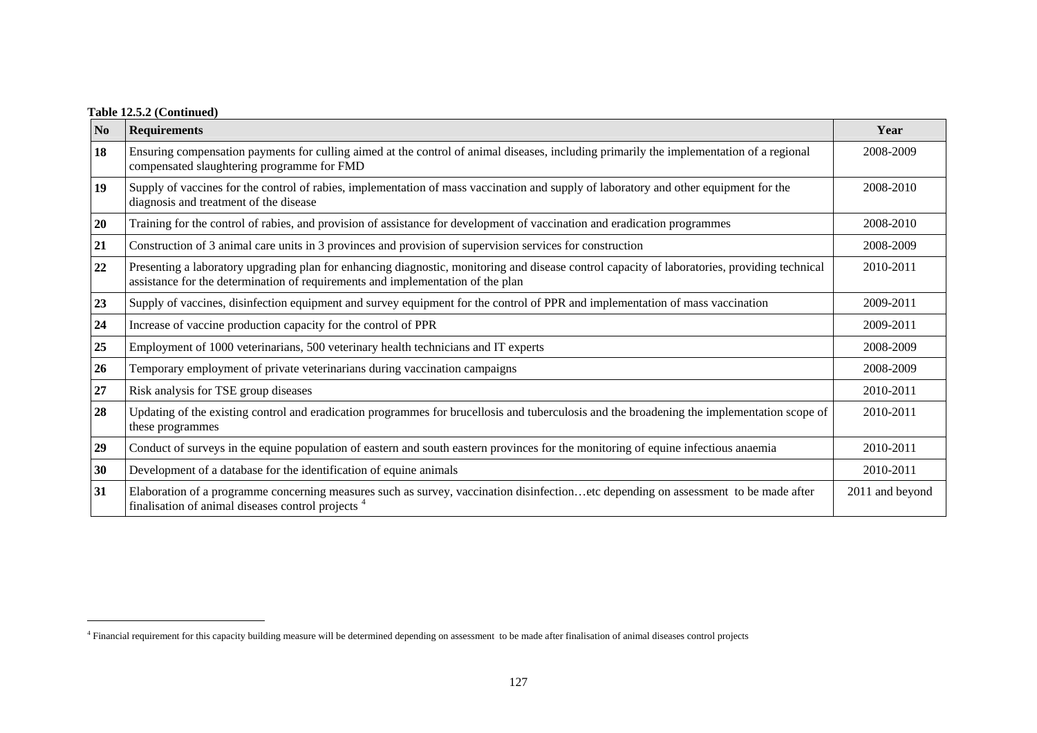**Table 12.5.2 (Continued)**

| No | Requirements | Year |
|---|---|---|
| **18** | Ensuring compensation payments for culling aimed at the control of animal diseases, including primarily the implementation of a regional compensated slaughtering programme for FMD | 2008-2009 |
| **19** | Supply of vaccines for the control of rabies, implementation of mass vaccination and supply of laboratory and other equipment for the diagnosis and treatment of the disease | 2008-2010 |
| **20** | Training for the control of rabies, and provision of assistance for development of vaccination and eradication programmes | 2008-2010 |
| **21** | Construction of 3 animal care units in 3 provinces and provision of supervision services for construction | 2008-2009 |
| **22** | Presenting a laboratory upgrading plan for enhancing diagnostic, monitoring and disease control capacity of laboratories, providing technical assistance for the determination of requirements and implementation of the plan | 2010-2011 |
| **23** | Supply of vaccines, disinfection equipment and survey equipment for the control of PPR and implementation of mass vaccination | 2009-2011 |
| **24** | Increase of vaccine production capacity for the control of PPR | 2009-2011 |
| **25** | Employment of 1000 veterinarians, 500 veterinary health technicians and IT experts | 2008-2009 |
| **26** | Temporary employment of private veterinarians during vaccination campaigns | 2008-2009 |
| **27** | Risk analysis for TSE group diseases | 2010-2011 |
| **28** | Updating of the existing control and eradication programmes for brucellosis and tuberculosis and the broadening the implementation scope of these programmes | 2010-2011 |
| **29** | Conduct of surveys in the equine population of eastern and south eastern provinces for the monitoring of equine infectious anaemia | 2010-2011 |
| **30** | Development of a database for the identification of equine animals | 2010-2011 |
| **31** | Elaboration of a programme concerning measures such as survey, vaccination disinfection…etc depending on assessment to be made after finalisation of animal diseases control projects [4] | 2011 and beyond |

[4] Financial requirement for this capacity building measure will be determined depending on assessment to be made after finalisation of animal diseases control projects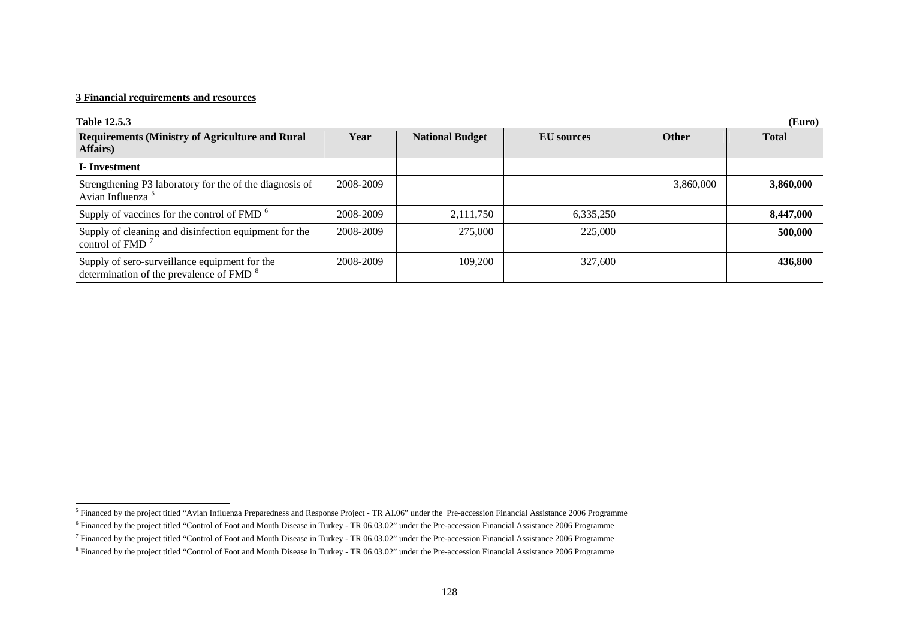**3 Financial requirements and resources**

**Table 12.5.3** **(Euro)**

| Requirements (Ministry of Agriculture and Rural Affairs) | Year | National Budget | EU sources | Other | Total |
|---|---|---|---|---|---|
| **I- Investment** | | | | | |
| Strengthening P3 laboratory for the of the diagnosis of Avian Influenza [5] | 2008-2009 | | | 3,860,000 | **3,860,000** |
| Supply of vaccines for the control of FMD [6] | 2008-2009 | 2,111,750 | 6,335,250 | | **8,447,000** |
| Supply of cleaning and disinfection equipment for the control of FMD [7] | 2008-2009 | 275,000 | 225,000 | | **500,000** |
| Supply of sero-surveillance equipment for the determination of the prevalence of FMD [8] | 2008-2009 | 109,200 | 327,600 | | **436,800** |

[5] Financed by the project titled “Avian Influenza Preparedness and Response Project - TR AI.06” under the Pre-accession Financial Assistance 2006 Programme

[6] Financed by the project titled “Control of Foot and Mouth Disease in Turkey - TR 06.03.02” under the Pre-accession Financial Assistance 2006 Programme

[7] Financed by the project titled “Control of Foot and Mouth Disease in Turkey - TR 06.03.02” under the Pre-accession Financial Assistance 2006 Programme

[8] Financed by the project titled “Control of Foot and Mouth Disease in Turkey - TR 06.03.02” under the Pre-accession Financial Assistance 2006 Programme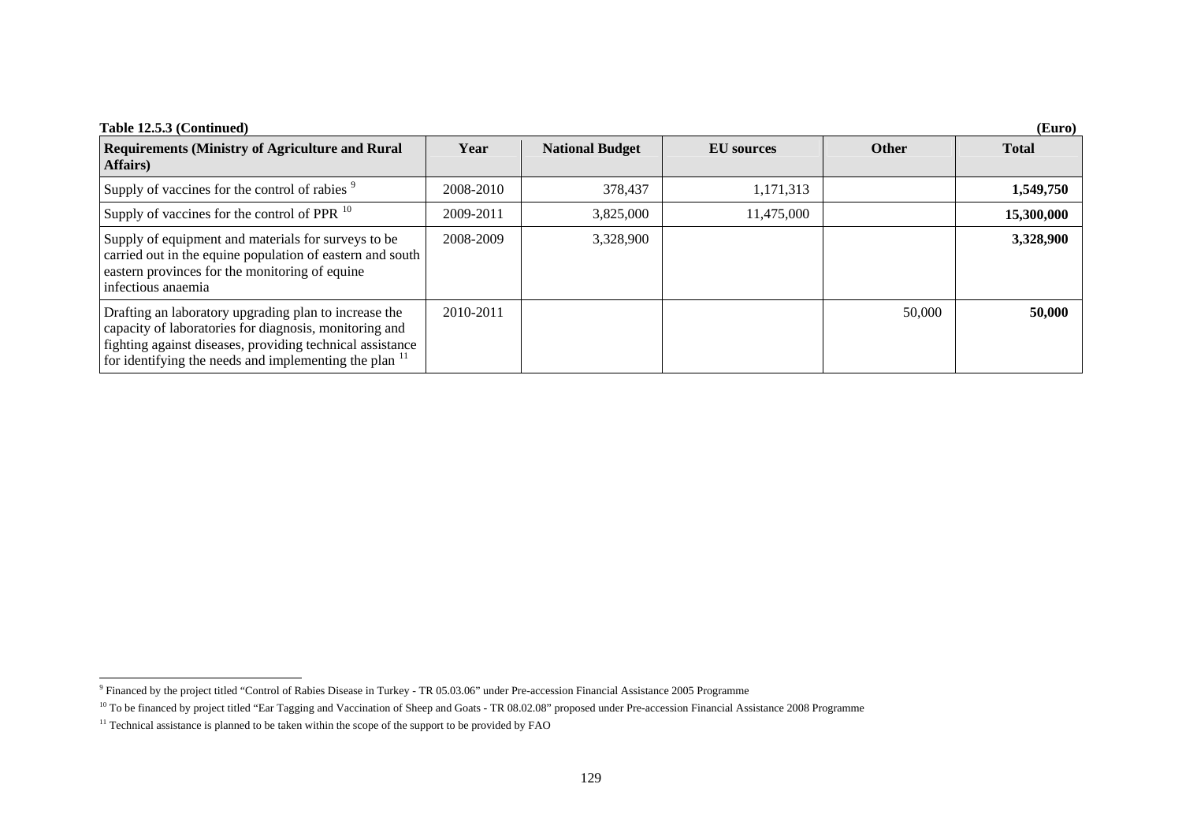**Table 12.5.3 (Continued)** **(Euro)**

| Requirements (Ministry of Agriculture and Rural Affairs) | Year | National Budget | EU sources | Other | Total |
|---|---|---|---|---|---|
| Supply of vaccines for the control of rabies [9] | 2008-2010 | 378,437 | 1,171,313 | | **1,549,750** |
| Supply of vaccines for the control of PPR [10] | 2009-2011 | 3,825,000 | 11,475,000 | | **15,300,000** |
| Supply of equipment and materials for surveys to be carried out in the equine population of eastern and south eastern provinces for the monitoring of equine infectious anaemia | 2008-2009 | 3,328,900 | | | **3,328,900** |
| Drafting an laboratory upgrading plan to increase the capacity of laboratories for diagnosis, monitoring and fighting against diseases, providing technical assistance for identifying the needs and implementing the plan [11] | 2010-2011 | | | 50,000 | **50,000** |

[9] Financed by the project titled "Control of Rabies Disease in Turkey - TR 05.03.06" under Pre-accession Financial Assistance 2005 Programme

[10] To be financed by project titled "Ear Tagging and Vaccination of Sheep and Goats - TR 08.02.08" proposed under Pre-accession Financial Assistance 2008 Programme

[11] Technical assistance is planned to be taken within the scope of the support to be provided by FAO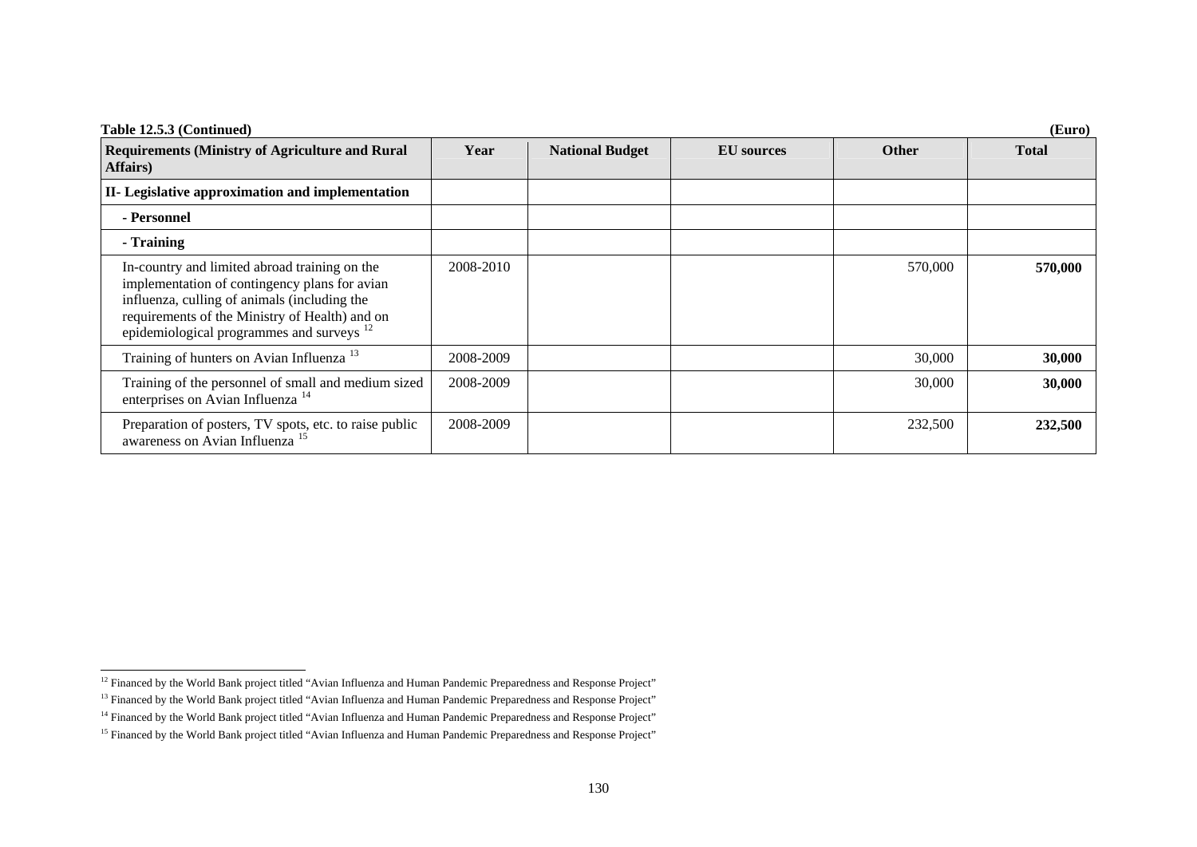**Table 12.5.3 (Continued)** **(Euro)**

| Requirements (Ministry of Agriculture and Rural Affairs) | Year | National Budget | EU sources | Other | Total |
|---|---|---|---|---|---|
| **II- Legislative approximation and implementation** | | | | | |
| **- Personnel** | | | | | |
| **- Training** | | | | | |
| In-country and limited abroad training on the implementation of contingency plans for avian influenza, culling of animals (including the requirements of the Ministry of Health) and on epidemiological programmes and surveys [12] | 2008-2010 | | | 570,000 | **570,000** |
| Training of hunters on Avian Influenza [13] | 2008-2009 | | | 30,000 | **30,000** |
| Training of the personnel of small and medium sized enterprises on Avian Influenza [14] | 2008-2009 | | | 30,000 | **30,000** |
| Preparation of posters, TV spots, etc. to raise public awareness on Avian Influenza [15] | 2008-2009 | | | 232,500 | **232,500** |

[12] Financed by the World Bank project titled "Avian Influenza and Human Pandemic Preparedness and Response Project"

[13] Financed by the World Bank project titled "Avian Influenza and Human Pandemic Preparedness and Response Project"

[14] Financed by the World Bank project titled "Avian Influenza and Human Pandemic Preparedness and Response Project"

[15] Financed by the World Bank project titled "Avian Influenza and Human Pandemic Preparedness and Response Project"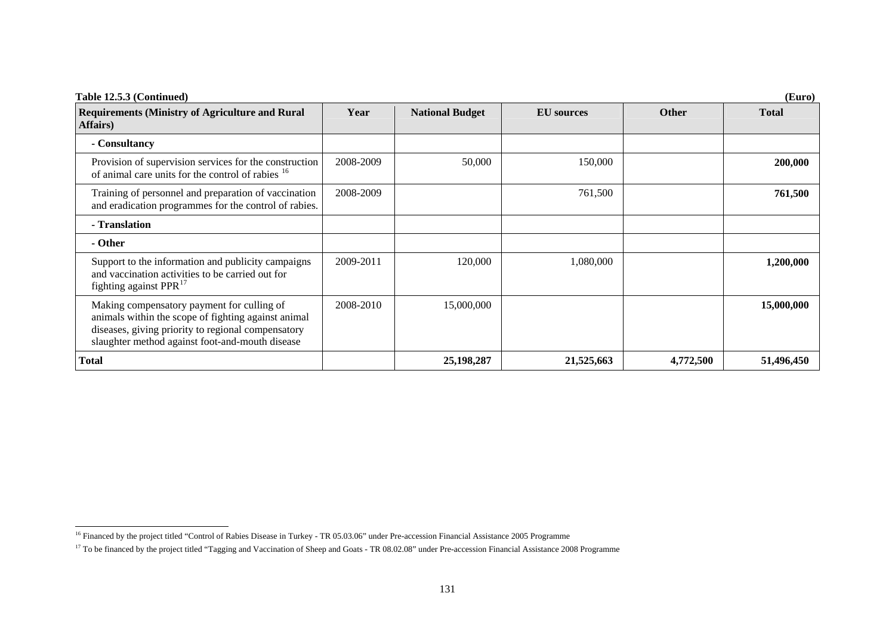**Table 12.5.3 (Continued)** **(Euro)**

| Requirements (Ministry of Agriculture and Rural Affairs) | Year | National Budget | EU sources | Other | Total |
|---|---|---|---|---|---|
| **- Consultancy** | | | | | |
| Provision of supervision services for the construction of animal care units for the control of rabies [16] | 2008-2009 | 50,000 | 150,000 | | **200,000** |
| Training of personnel and preparation of vaccination and eradication programmes for the control of rabies. | 2008-2009 | | 761,500 | | **761,500** |
| **- Translation** | | | | | |
| **- Other** | | | | | |
| Support to the information and publicity campaigns and vaccination activities to be carried out for fighting against PPR[17] | 2009-2011 | 120,000 | 1,080,000 | | **1,200,000** |
| Making compensatory payment for culling of animals within the scope of fighting against animal diseases, giving priority to regional compensatory slaughter method against foot-and-mouth disease | 2008-2010 | 15,000,000 | | | **15,000,000** |
| **Total** | | **25,198,287** | **21,525,663** | **4,772,500** | **51,496,450** |

[16] Financed by the project titled "Control of Rabies Disease in Turkey - TR 05.03.06" under Pre-accession Financial Assistance 2005 Programme

[17] To be financed by the project titled "Tagging and Vaccination of Sheep and Goats - TR 08.02.08" under Pre-accession Financial Assistance 2008 Programme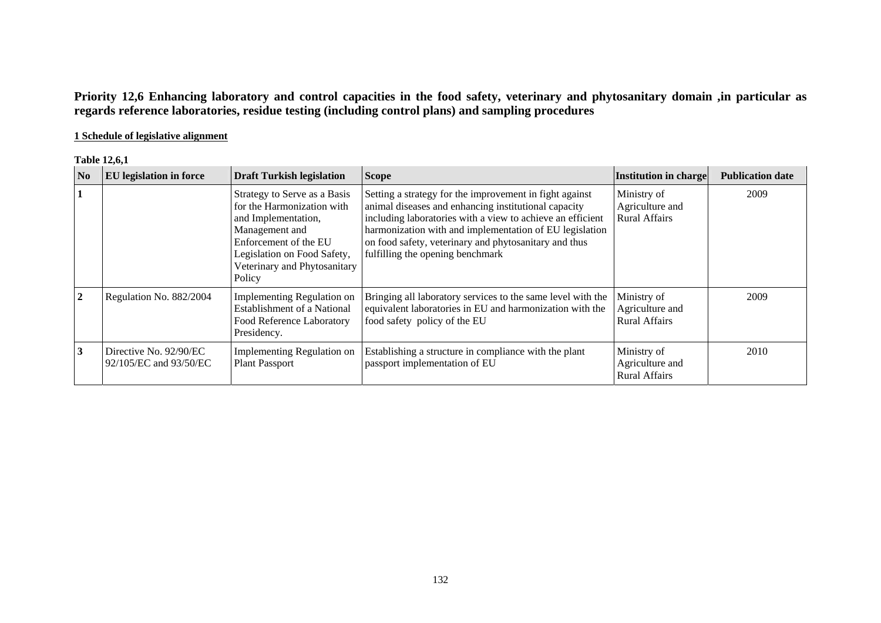**Priority 12,6 Enhancing laboratory and control capacities in the food safety, veterinary and phytosanitary domain ,in particular as regards reference laboratories, residue testing (including control plans) and sampling procedures**

**1 Schedule of legislative alignment**

**Table 12,6,1**

| No | EU legislation in force | Draft Turkish legislation | Scope | Institution in charge | Publication date |
|---|---|---|---|---|---|
| **1** | | Strategy to Serve as a Basis for the Harmonization with and Implementation, Management and Enforcement of the EU Legislation on Food Safety, Veterinary and Phytosanitary Policy | Setting a strategy for the improvement in fight against animal diseases and enhancing institutional capacity including laboratories with a view to achieve an efficient harmonization with and implementation of EU legislation on food safety, veterinary and phytosanitary and thus fulfilling the opening benchmark | Ministry of Agriculture and Rural Affairs | 2009 |
| **2** | Regulation No. 882/2004 | Implementing Regulation on Establishment of a National Food Reference Laboratory Presidency. | Bringing all laboratory services to the same level with the equivalent laboratories in EU and harmonization with the food safety policy of the EU | Ministry of Agriculture and Rural Affairs | 2009 |
| **3** | Directive No. 92/90/EC 92/105/EC and 93/50/EC | Implementing Regulation on Plant Passport | Establishing a structure in compliance with the plant passport implementation of EU | Ministry of Agriculture and Rural Affairs | 2010 |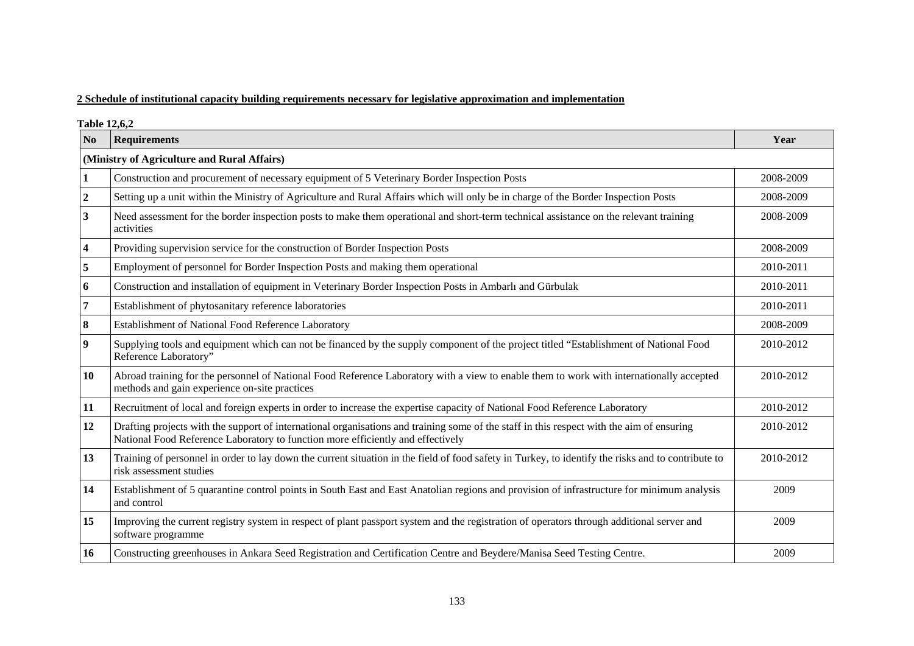**2 Schedule of institutional capacity building requirements necessary for legislative approximation and implementation**

**Table 12,6,2**

| No | Requirements | Year |
|---|---|---|
| **(Ministry of Agriculture and Rural Affairs)** | | |
| **1** | Construction and procurement of necessary equipment of 5 Veterinary Border Inspection Posts | 2008-2009 |
| **2** | Setting up a unit within the Ministry of Agriculture and Rural Affairs which will only be in charge of the Border Inspection Posts | 2008-2009 |
| **3** | Need assessment for the border inspection posts to make them operational and short-term technical assistance on the relevant training activities | 2008-2009 |
| **4** | Providing supervision service for the construction of Border Inspection Posts | 2008-2009 |
| **5** | Employment of personnel for Border Inspection Posts and making them operational | 2010-2011 |
| **6** | Construction and installation of equipment in Veterinary Border Inspection Posts in Ambarlı and Gürbulak | 2010-2011 |
| **7** | Establishment of phytosanitary reference laboratories | 2010-2011 |
| **8** | Establishment of National Food Reference Laboratory | 2008-2009 |
| **9** | Supplying tools and equipment which can not be financed by the supply component of the project titled "Establishment of National Food Reference Laboratory" | 2010-2012 |
| **10** | Abroad training for the personnel of National Food Reference Laboratory with a view to enable them to work with internationally accepted methods and gain experience on-site practices | 2010-2012 |
| **11** | Recruitment of local and foreign experts in order to increase the expertise capacity of National Food Reference Laboratory | 2010-2012 |
| **12** | Drafting projects with the support of international organisations and training some of the staff in this respect with the aim of ensuring National Food Reference Laboratory to function more efficiently and effectively | 2010-2012 |
| **13** | Training of personnel in order to lay down the current situation in the field of food safety in Turkey, to identify the risks and to contribute to risk assessment studies | 2010-2012 |
| **14** | Establishment of 5 quarantine control points in South East and East Anatolian regions and provision of infrastructure for minimum analysis and control | 2009 |
| **15** | Improving the current registry system in respect of plant passport system and the registration of operators through additional server and software programme | 2009 |
| **16** | Constructing greenhouses in Ankara Seed Registration and Certification Centre and Beydere/Manisa Seed Testing Centre. | 2009 |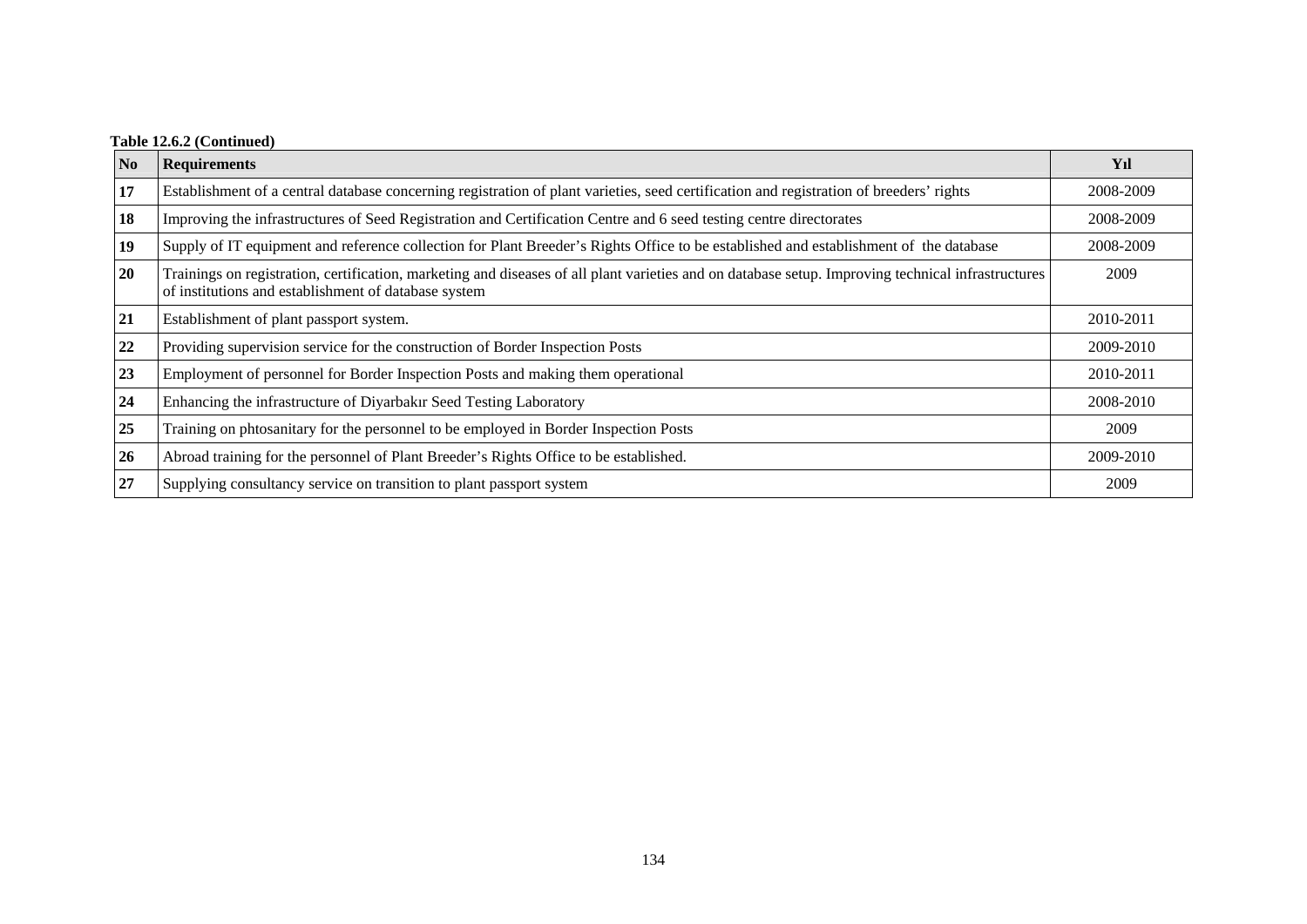**Table 12.6.2 (Continued)**

| No | Requirements | Yıl |
|---|---|---|
| **17** | Establishment of a central database concerning registration of plant varieties, seed certification and registration of breeders' rights | 2008-2009 |
| **18** | Improving the infrastructures of Seed Registration and Certification Centre and 6 seed testing centre directorates | 2008-2009 |
| **19** | Supply of IT equipment and reference collection for Plant Breeder's Rights Office to be established and establishment of the database | 2008-2009 |
| **20** | Trainings on registration, certification, marketing and diseases of all plant varieties and on database setup. Improving technical infrastructures of institutions and establishment of database system | 2009 |
| **21** | Establishment of plant passport system. | 2010-2011 |
| **22** | Providing supervision service for the construction of Border Inspection Posts | 2009-2010 |
| **23** | Employment of personnel for Border Inspection Posts and making them operational | 2010-2011 |
| **24** | Enhancing the infrastructure of Diyarbakır Seed Testing Laboratory | 2008-2010 |
| **25** | Training on phtosanitary for the personnel to be employed in Border Inspection Posts | 2009 |
| **26** | Abroad training for the personnel of Plant Breeder's Rights Office to be established. | 2009-2010 |
| **27** | Supplying consultancy service on transition to plant passport system | 2009 |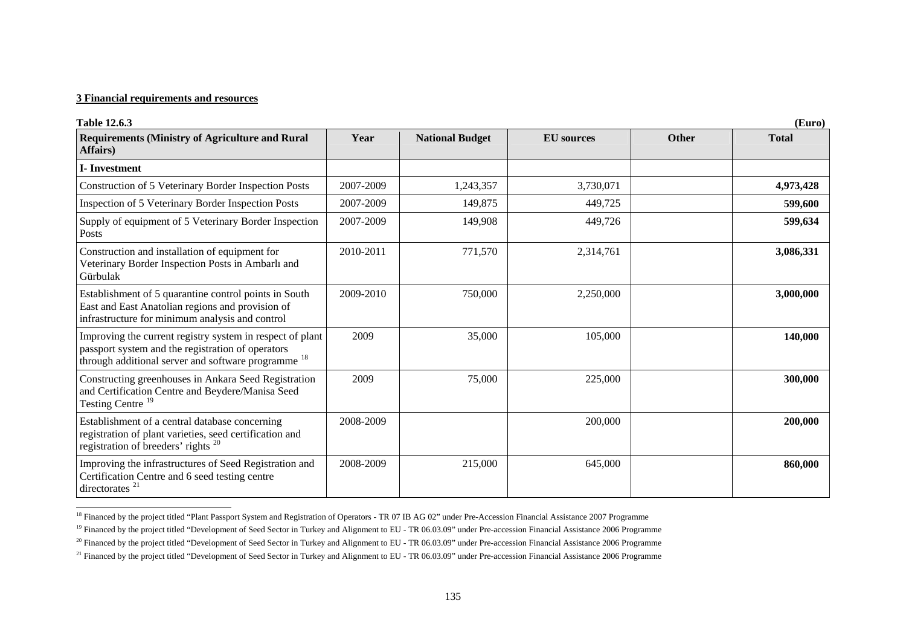## 3 Financial requirements and resources

**Table 12.6.3** **(Euro)**

| Requirements (Ministry of Agriculture and Rural Affairs) | Year | National Budget | EU sources | Other | Total |
|---|---|---|---|---|---|
| **I- Investment** | | | | | |
| Construction of 5 Veterinary Border Inspection Posts | 2007-2009 | 1,243,357 | 3,730,071 | | **4,973,428** |
| Inspection of 5 Veterinary Border Inspection Posts | 2007-2009 | 149,875 | 449,725 | | **599,600** |
| Supply of equipment of 5 Veterinary Border Inspection Posts | 2007-2009 | 149,908 | 449,726 | | **599,634** |
| Construction and installation of equipment for Veterinary Border Inspection Posts in Ambarlı and Gürbulak | 2010-2011 | 771,570 | 2,314,761 | | **3,086,331** |
| Establishment of 5 quarantine control points in South East and East Anatolian regions and provision of infrastructure for minimum analysis and control | 2009-2010 | 750,000 | 2,250,000 | | **3,000,000** |
| Improving the current registry system in respect of plant passport system and the registration of operators through additional server and software programme [18] | 2009 | 35,000 | 105,000 | | **140,000** |
| Constructing greenhouses in Ankara Seed Registration and Certification Centre and Beydere/Manisa Seed Testing Centre [19] | 2009 | 75,000 | 225,000 | | **300,000** |
| Establishment of a central database concerning registration of plant varieties, seed certification and registration of breeders' rights [20] | 2008-2009 | | 200,000 | | **200,000** |
| Improving the infrastructures of Seed Registration and Certification Centre and 6 seed testing centre directorates [21] | 2008-2009 | 215,000 | 645,000 | | **860,000** |

[18] Financed by the project titled "Plant Passport System and Registration of Operators - TR 07 IB AG 02" under Pre-Accession Financial Assistance 2007 Programme

[19] Financed by the project titled "Development of Seed Sector in Turkey and Alignment to EU - TR 06.03.09" under Pre-accession Financial Assistance 2006 Programme

[20] Financed by the project titled "Development of Seed Sector in Turkey and Alignment to EU - TR 06.03.09" under Pre-accession Financial Assistance 2006 Programme

[21] Financed by the project titled "Development of Seed Sector in Turkey and Alignment to EU - TR 06.03.09" under Pre-accession Financial Assistance 2006 Programme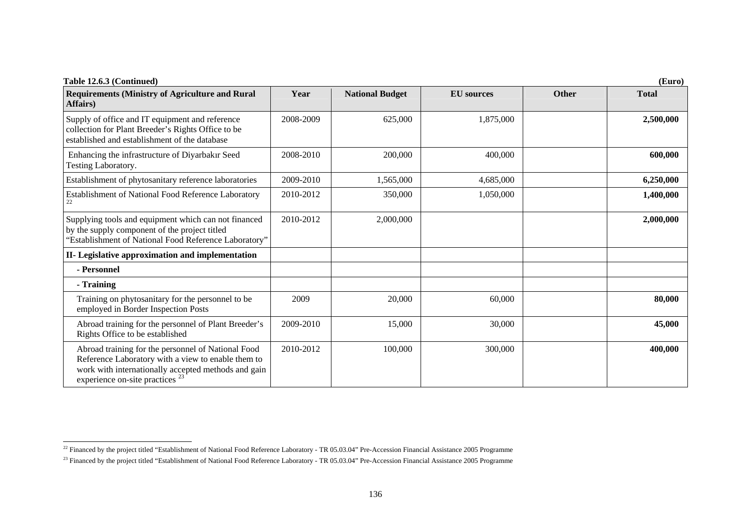**Table 12.6.3 (Continued)** (Euro)

| Requirements (Ministry of Agriculture and Rural Affairs) | Year | National Budget | EU sources | Other | Total |
|---|---|---|---|---|---|
| Supply of office and IT equipment and reference collection for Plant Breeder's Rights Office to be established and establishment of the database | 2008-2009 | 625,000 | 1,875,000 | | **2,500,000** |
| Enhancing the infrastructure of Diyarbakır Seed Testing Laboratory. | 2008-2010 | 200,000 | 400,000 | | **600,000** |
| Establishment of phytosanitary reference laboratories | 2009-2010 | 1,565,000 | 4,685,000 | | **6,250,000** |
| Establishment of National Food Reference Laboratory [22] | 2010-2012 | 350,000 | 1,050,000 | | **1,400,000** |
| Supplying tools and equipment which can not financed by the supply component of the project titled "Establishment of National Food Reference Laboratory" | 2010-2012 | 2,000,000 | | | **2,000,000** |
| **II- Legislative approximation and implementation** | | | | | |
| **- Personnel** | | | | | |
| **- Training** | | | | | |
| Training on phytosanitary for the personnel to be employed in Border Inspection Posts | 2009 | 20,000 | 60,000 | | **80,000** |
| Abroad training for the personnel of Plant Breeder's Rights Office to be established | 2009-2010 | 15,000 | 30,000 | | **45,000** |
| Abroad training for the personnel of National Food Reference Laboratory with a view to enable them to work with internationally accepted methods and gain experience on-site practices [23] | 2010-2012 | 100,000 | 300,000 | | **400,000** |

[22] Financed by the project titled "Establishment of National Food Reference Laboratory - TR 05.03.04" Pre-Accession Financial Assistance 2005 Programme

[23] Financed by the project titled "Establishment of National Food Reference Laboratory - TR 05.03.04" Pre-Accession Financial Assistance 2005 Programme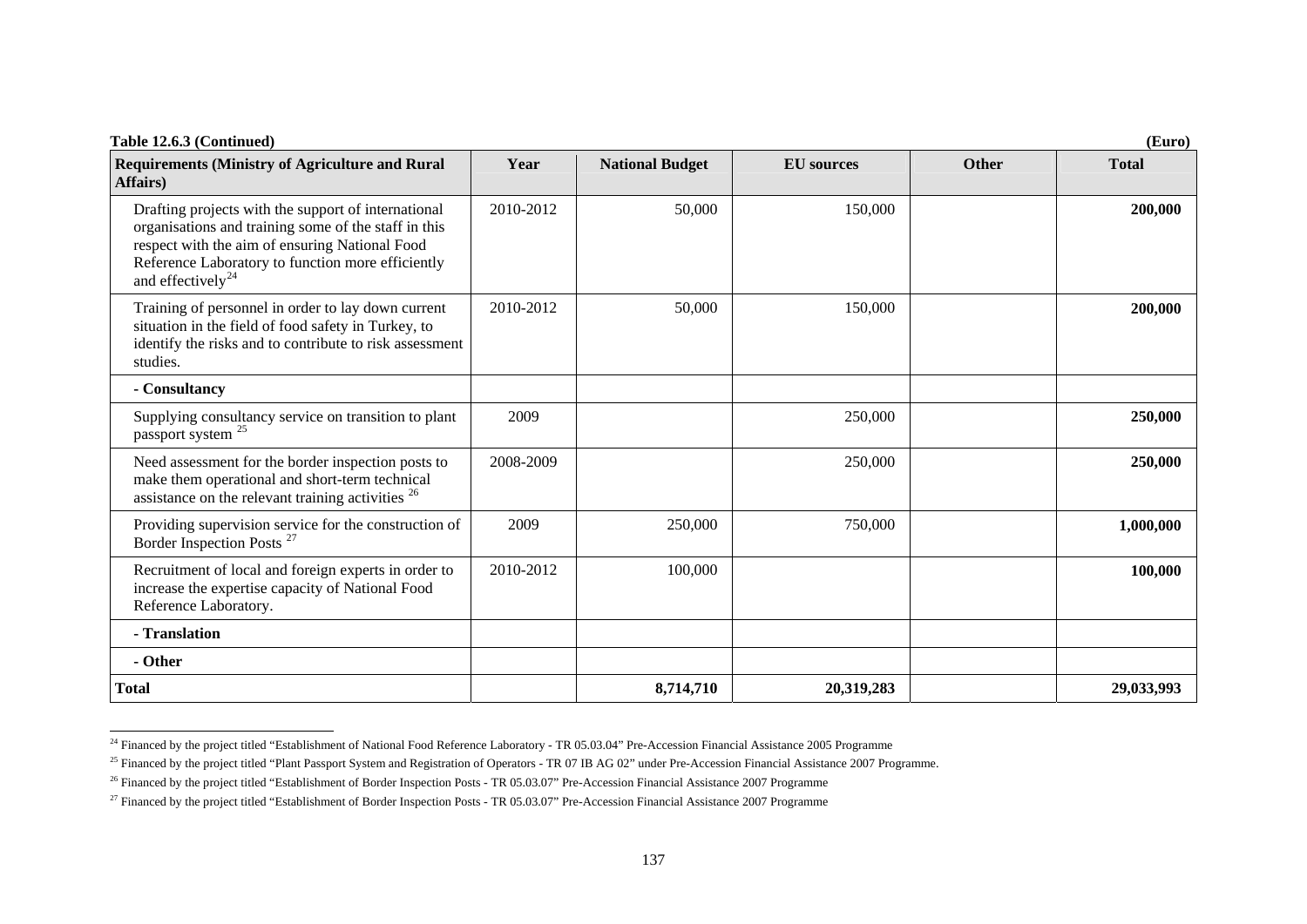**Table 12.6.3 (Continued)** **(Euro)**

| Requirements (Ministry of Agriculture and Rural Affairs) | Year | National Budget | EU sources | Other | Total |
|---|---|---|---|---|---|
| Drafting projects with the support of international organisations and training some of the staff in this respect with the aim of ensuring National Food Reference Laboratory to function more efficiently and effectively[24] | 2010-2012 | 50,000 | 150,000 | | **200,000** |
| Training of personnel in order to lay down current situation in the field of food safety in Turkey, to identify the risks and to contribute to risk assessment studies. | 2010-2012 | 50,000 | 150,000 | | **200,000** |
| **- Consultancy** | | | | | |
| Supplying consultancy service on transition to plant passport system [25] | 2009 | | 250,000 | | **250,000** |
| Need assessment for the border inspection posts to make them operational and short-term technical assistance on the relevant training activities [26] | 2008-2009 | | 250,000 | | **250,000** |
| Providing supervision service for the construction of Border Inspection Posts [27] | 2009 | 250,000 | 750,000 | | **1,000,000** |
| Recruitment of local and foreign experts in order to increase the expertise capacity of National Food Reference Laboratory. | 2010-2012 | 100,000 | | | **100,000** |
| **- Translation** | | | | | |
| **- Other** | | | | | |
| **Total** | | **8,714,710** | **20,319,283** | | **29,033,993** |

[24] Financed by the project titled "Establishment of National Food Reference Laboratory - TR 05.03.04" Pre-Accession Financial Assistance 2005 Programme

[25] Financed by the project titled "Plant Passport System and Registration of Operators - TR 07 IB AG 02" under Pre-Accession Financial Assistance 2007 Programme.

[26] Financed by the project titled "Establishment of Border Inspection Posts - TR 05.03.07" Pre-Accession Financial Assistance 2007 Programme

[27] Financed by the project titled "Establishment of Border Inspection Posts - TR 05.03.07" Pre-Accession Financial Assistance 2007 Programme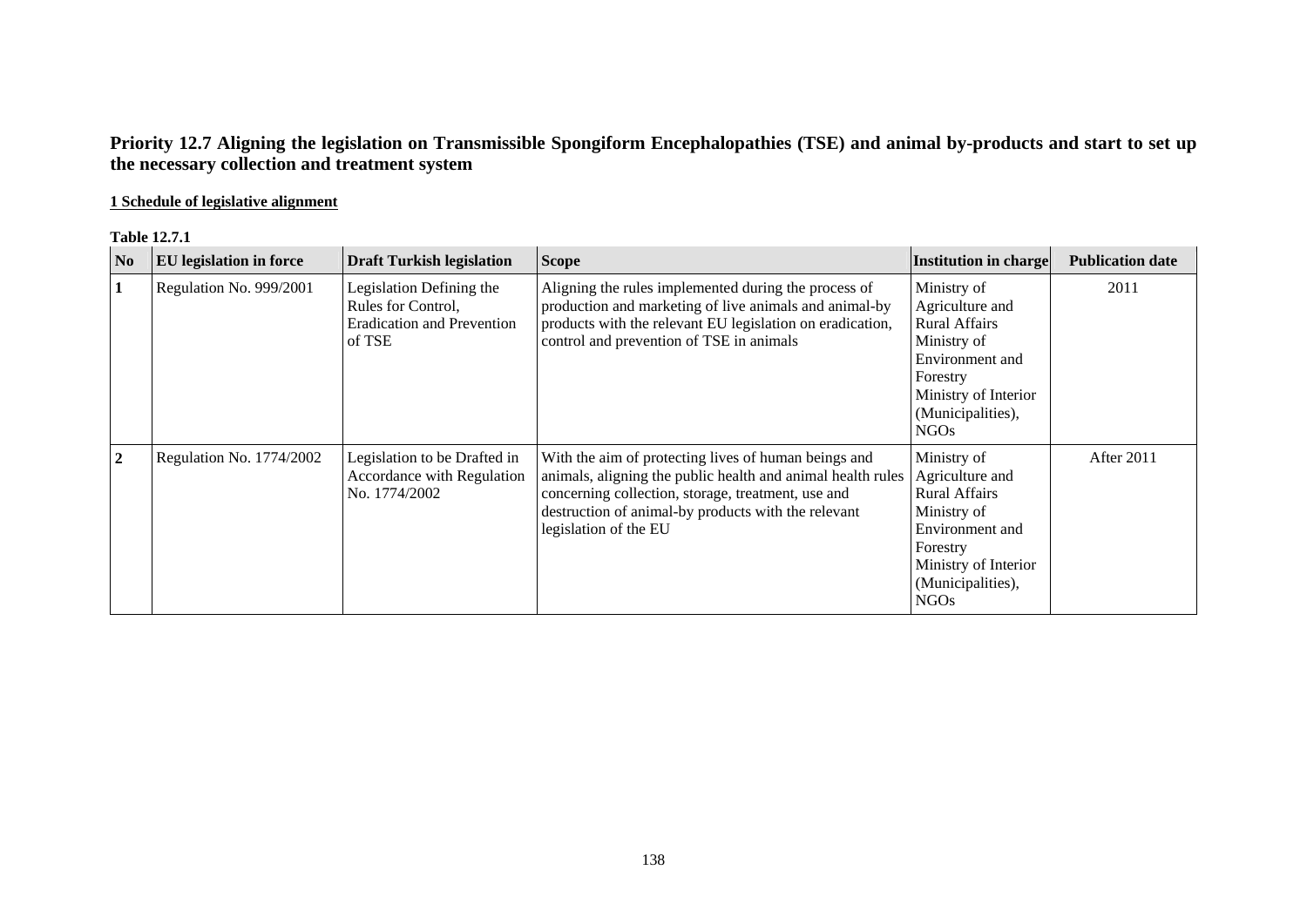## Priority 12.7 Aligning the legislation on Transmissible Spongiform Encephalopathies (TSE) and animal by-products and start to set up the necessary collection and treatment system

**1 Schedule of legislative alignment**

**Table 12.7.1**

| No | EU legislation in force | Draft Turkish legislation | Scope | Institution in charge | Publication date |
|---|---|---|---|---|---|
| **1** | Regulation No. 999/2001 | Legislation Defining the Rules for Control, Eradication and Prevention of TSE | Aligning the rules implemented during the process of production and marketing of live animals and animal-by products with the relevant EU legislation on eradication, control and prevention of TSE in animals | Ministry of Agriculture and Rural Affairs Ministry of Environment and Forestry Ministry of Interior (Municipalities), NGOs | 2011 |
| **2** | Regulation No. 1774/2002 | Legislation to be Drafted in Accordance with Regulation No. 1774/2002 | With the aim of protecting lives of human beings and animals, aligning the public health and animal health rules concerning collection, storage, treatment, use and destruction of animal-by products with the relevant legislation of the EU | Ministry of Agriculture and Rural Affairs Ministry of Environment and Forestry Ministry of Interior (Municipalities), NGOs | After 2011 |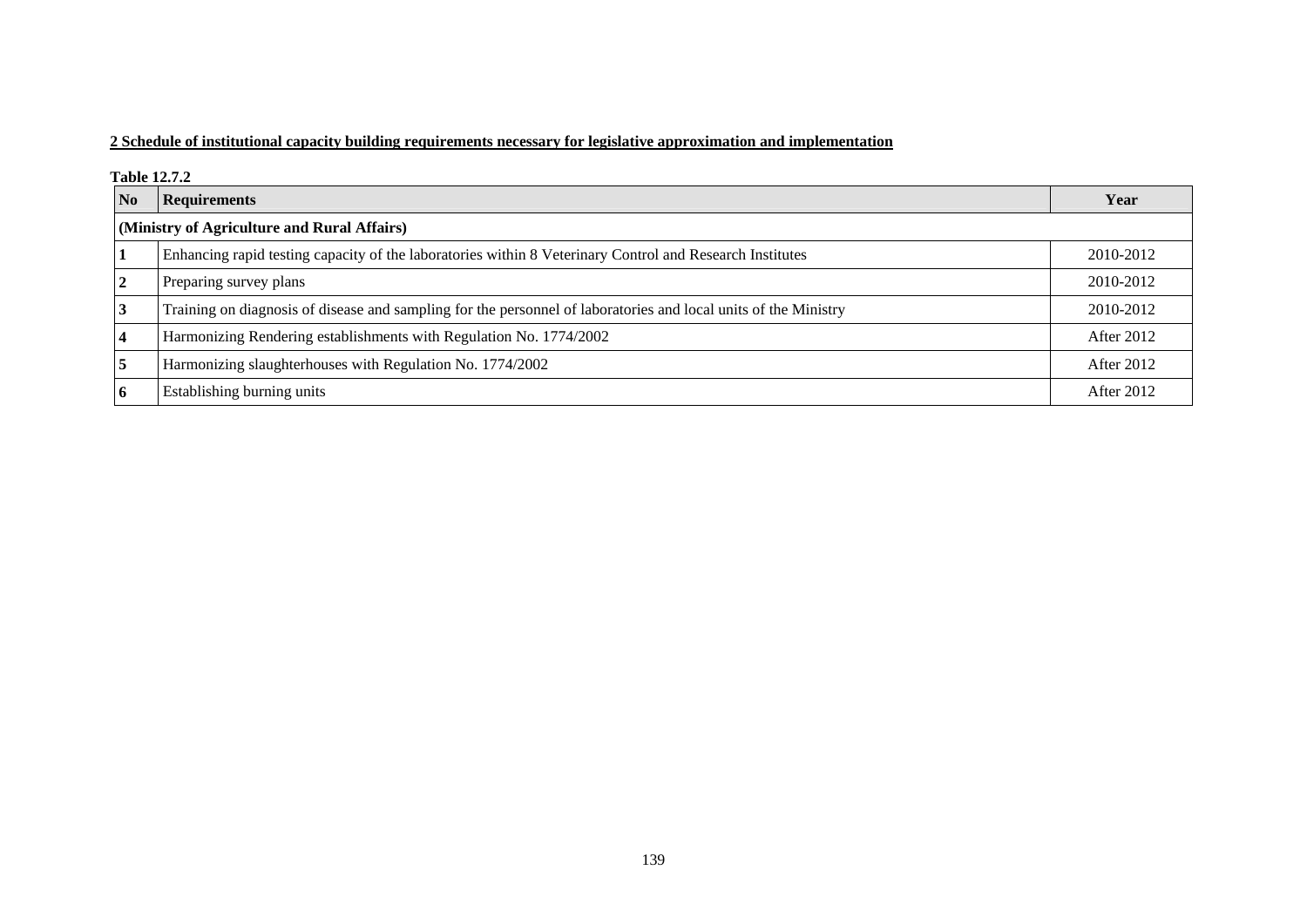**2 Schedule of institutional capacity building requirements necessary for legislative approximation and implementation**

**Table 12.7.2**

| No | Requirements | Year |
|---|---|---|
| **(Ministry of Agriculture and Rural Affairs)** | | |
| **1** | Enhancing rapid testing capacity of the laboratories within 8 Veterinary Control and Research Institutes | 2010-2012 |
| **2** | Preparing survey plans | 2010-2012 |
| **3** | Training on diagnosis of disease and sampling for the personnel of laboratories and local units of the Ministry | 2010-2012 |
| **4** | Harmonizing Rendering establishments with Regulation No. 1774/2002 | After 2012 |
| **5** | Harmonizing slaughterhouses with Regulation No. 1774/2002 | After 2012 |
| **6** | Establishing burning units | After 2012 |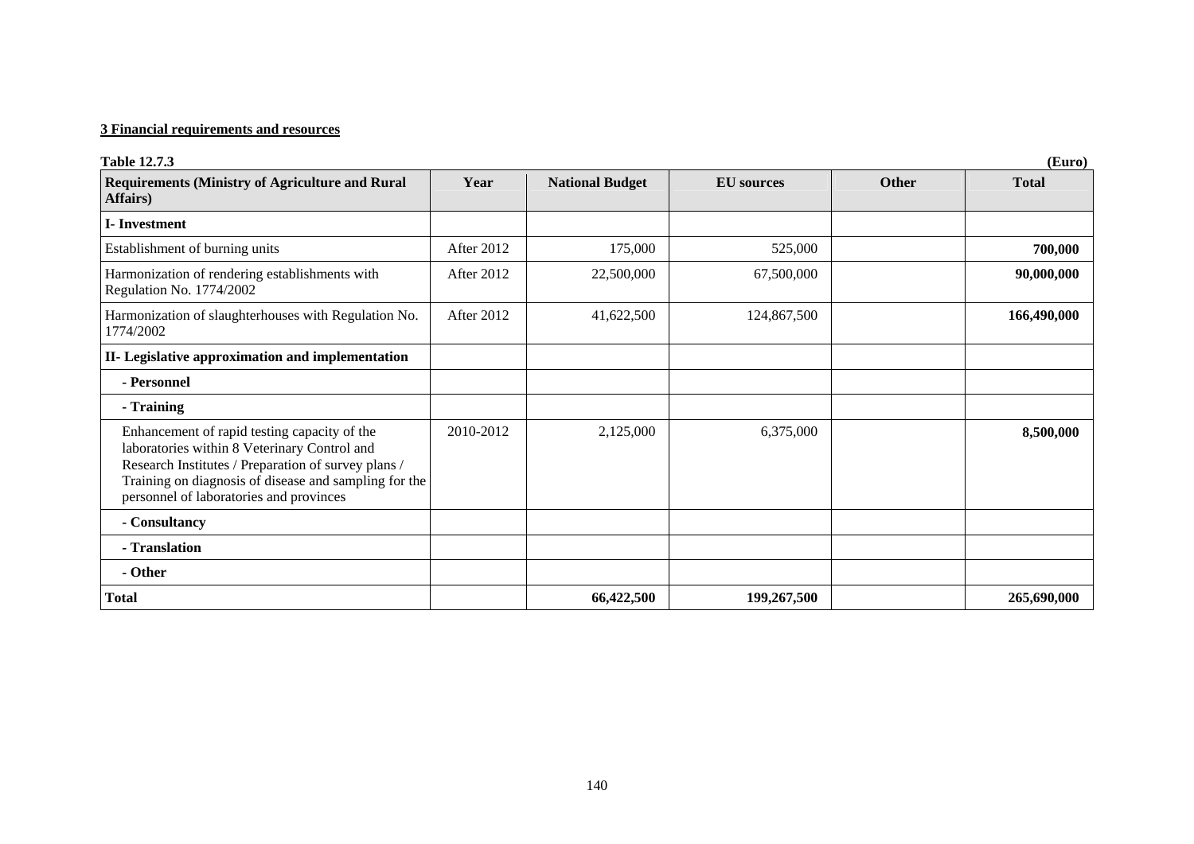**3 Financial requirements and resources**

**Table 12.7.3** **(Euro)**

| Requirements (Ministry of Agriculture and Rural Affairs) | Year | National Budget | EU sources | Other | Total |
|---|---|---|---|---|---|
| **I- Investment** | | | | | |
| Establishment of burning units | After 2012 | 175,000 | 525,000 | | **700,000** |
| Harmonization of rendering establishments with Regulation No. 1774/2002 | After 2012 | 22,500,000 | 67,500,000 | | **90,000,000** |
| Harmonization of slaughterhouses with Regulation No. 1774/2002 | After 2012 | 41,622,500 | 124,867,500 | | **166,490,000** |
| **II- Legislative approximation and implementation** | | | | | |
| **- Personnel** | | | | | |
| **- Training** | | | | | |
| Enhancement of rapid testing capacity of the laboratories within 8 Veterinary Control and Research Institutes / Preparation of survey plans / Training on diagnosis of disease and sampling for the personnel of laboratories and provinces | 2010-2012 | 2,125,000 | 6,375,000 | | **8,500,000** |
| **- Consultancy** | | | | | |
| **- Translation** | | | | | |
| **- Other** | | | | | |
| **Total** | | **66,422,500** | **199,267,500** | | **265,690,000** |